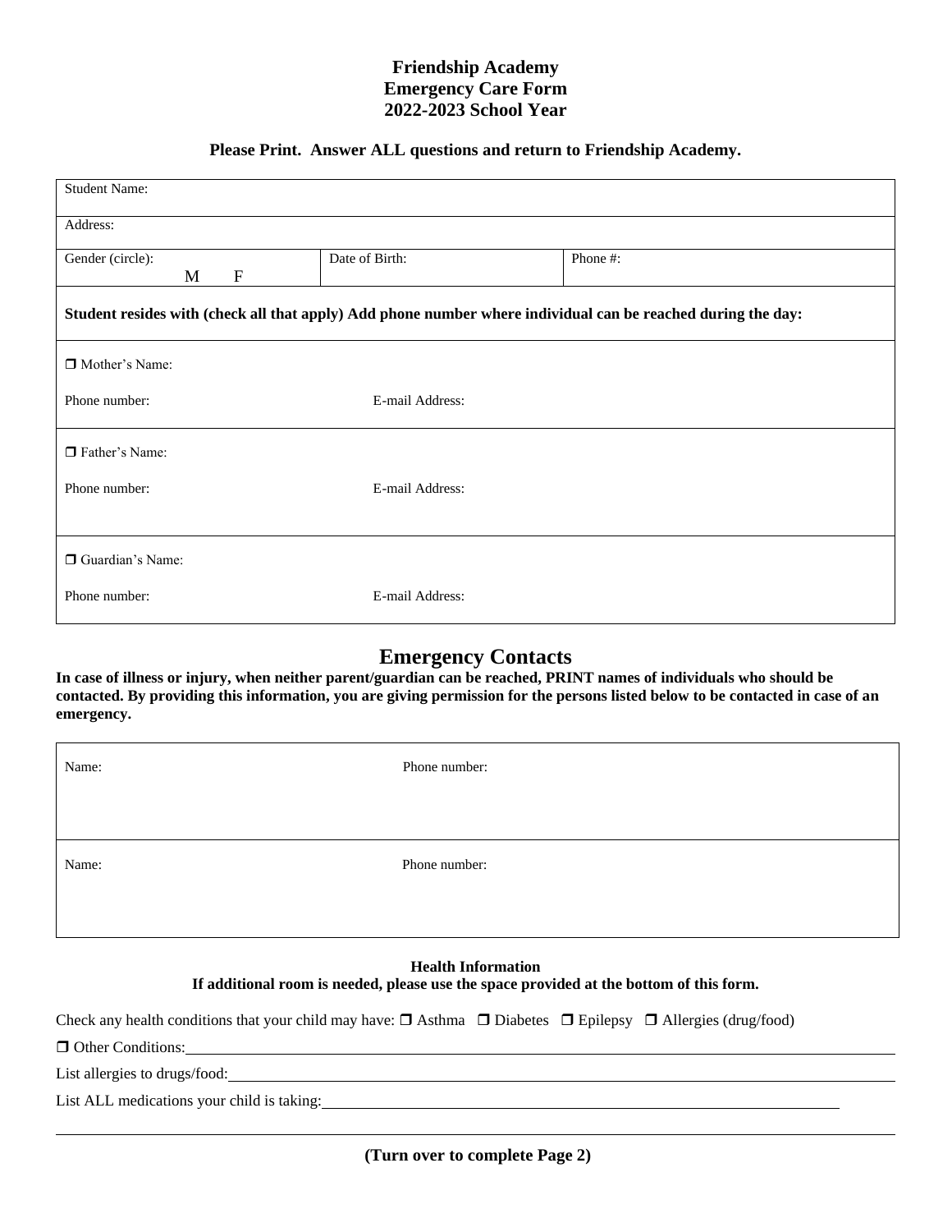# Friendship Academy
# Emergency Care Form
# 2022-2023 School Year

**Please Print. Answer ALL questions and return to Friendship Academy.**

| Student Name: | | |
|---|---|---|
| Address: | | |
| Gender (circle): M F | Date of Birth: | Phone #: |
| **Student resides with (check all that apply) Add phone number where individual can be reached during the day:** | | |
| ❒ Mother's Name:<br>Phone number: E-mail Address: | | |
| ❒ Father's Name:<br>Phone number: E-mail Address: | | |
| ❒ Guardian's Name:<br>Phone number: E-mail Address: | | |

## Emergency Contacts

**In case of illness or injury, when neither parent/guardian can be reached, PRINT names of individuals who should be contacted. By providing this information, you are giving permission for the persons listed below to be contacted in case of an emergency.**

| Name: | Phone number: |
|---|---|
| Name: | Phone number: |

**Health Information**
**If additional room is needed, please use the space provided at the bottom of this form.**

Check any health conditions that your child may have: ❒ Asthma ❒ Diabetes ❒ Epilepsy ❒ Allergies (drug/food)

❒ Other Conditions: ______________________________

List allergies to drugs/food: ______________________________

List ALL medications your child is taking: ______________________________

______________________________

**(Turn over to complete Page 2)**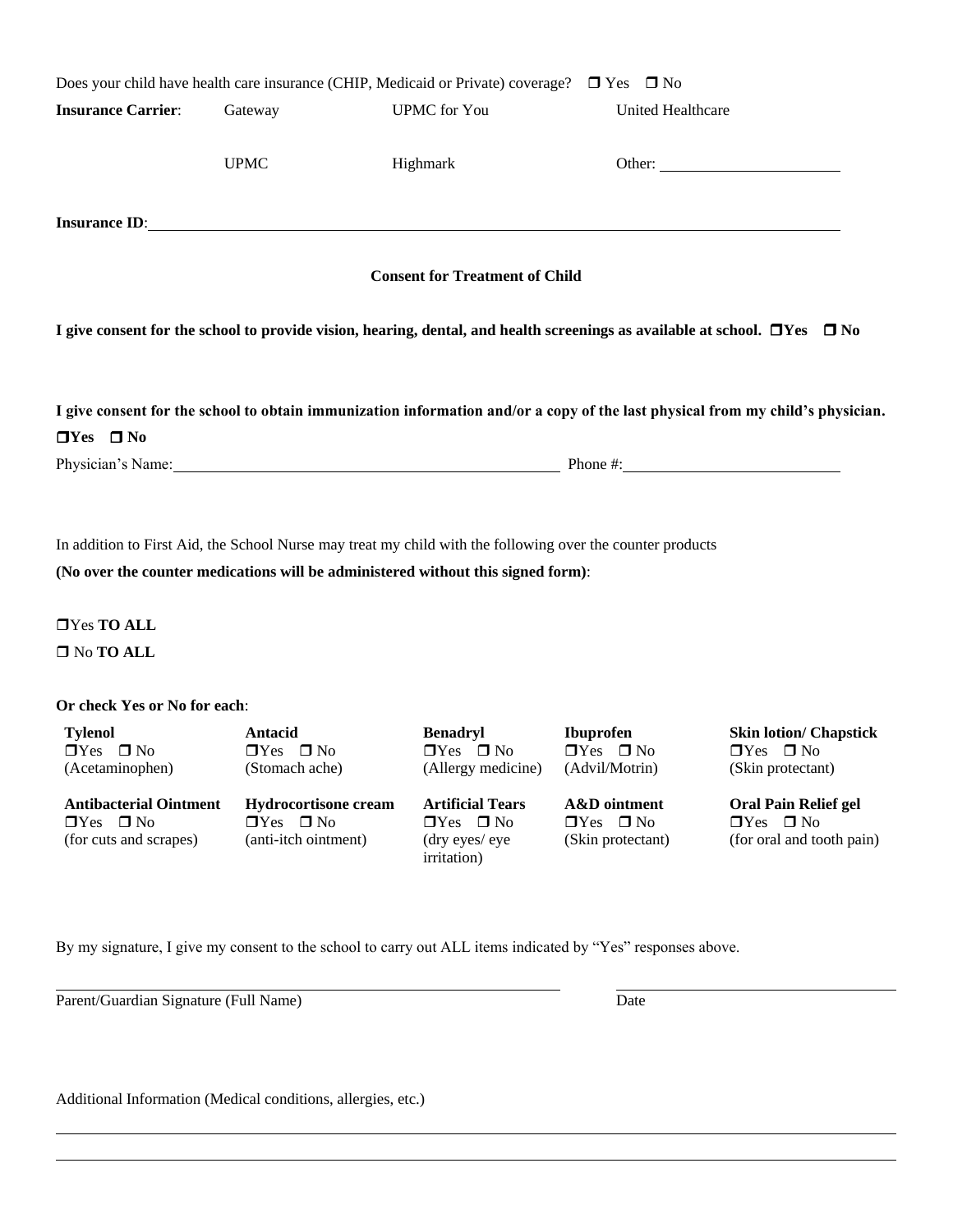Does your child have health care insurance (CHIP, Medicaid or Private) coverage? ❒ Yes ❒ No

| | | | |
|---|---|---|---|
| **Insurance Carrier**: | Gateway | UPMC for You | United Healthcare |
| | UPMC | Highmark | Other: ______________________ |

**Insurance ID**: ____________________________________________________________________________

**Consent for Treatment of Child**

**I give consent for the school to provide vision, hearing, dental, and health screenings as available at school. ❒Yes ❒ No**

**I give consent for the school to obtain immunization information and/or a copy of the last physical from my child's physician.**
**❒Yes ❒ No**

Physician's Name: ______________________________________________ Phone #: ___________________________

In addition to First Aid, the School Nurse may treat my child with the following over the counter products
**(No over the counter medications will be administered without this signed form)**:

❒Yes **TO ALL**
❒ No **TO ALL**

**Or check Yes or No for each**:

| | | | | |
|---|---|---|---|---|
| **Tylenol**<br>❒Yes ❒ No<br>(Acetaminophen) | **Antacid**<br>❒Yes ❒ No<br>(Stomach ache) | **Benadryl**<br>❒Yes ❒ No<br>(Allergy medicine) | **Ibuprofen**<br>❒Yes ❒ No<br>(Advil/Motrin) | **Skin lotion/ Chapstick**<br>❒Yes ❒ No<br>(Skin protectant) |
| **Antibacterial Ointment**<br>❒Yes ❒ No<br>(for cuts and scrapes) | **Hydrocortisone cream**<br>❒Yes ❒ No<br>(anti-itch ointment) | **Artificial Tears**<br>❒Yes ❒ No<br>(dry eyes/ eye irritation) | **A&D ointment**<br>❒Yes ❒ No<br>(Skin protectant) | **Oral Pain Relief gel**<br>❒Yes ❒ No<br>(for oral and tooth pain) |

By my signature, I give my consent to the school to carry out ALL items indicated by "Yes" responses above.

______________________________________________ ______________________________
Parent/Guardian Signature (Full Name) Date

Additional Information (Medical conditions, allergies, etc.)

____________________________________________________________________________________________

____________________________________________________________________________________________